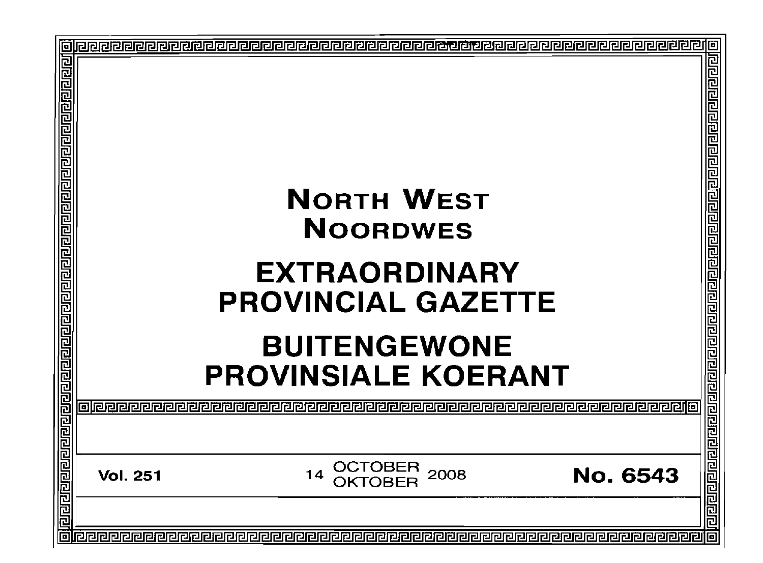# NORTH WEST
# NOORDWES

# EXTRAORDINARY PROVINCIAL GAZETTE

# BUITENGEWONE PROVINSIALE KOERANT

**Vol. 251** | 14 OCTOBER / OKTOBER 2008 | **No. 6543**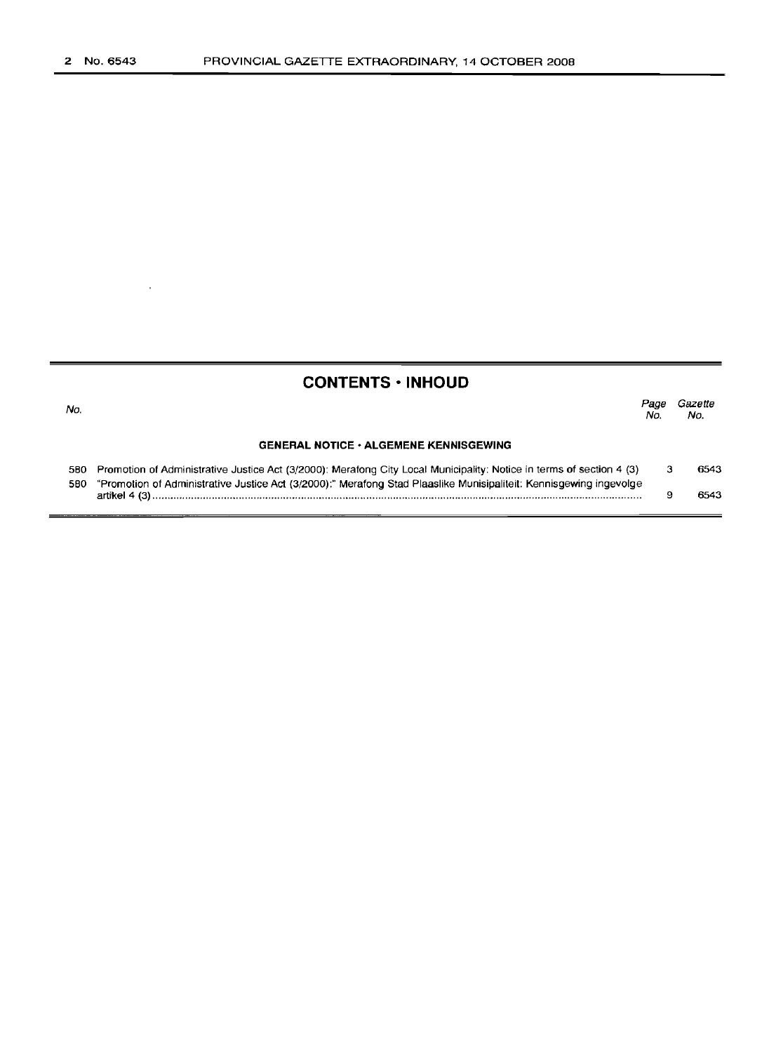## CONTENTS · INHOUD

| No. | | Page No. | Gazette No. |
|---|---|---|---|
| | **GENERAL NOTICE · ALGEMENE KENNISGEWING** | | |
| 580 | Promotion of Administrative Justice Act (3/2000): Merafong City Local Municipality: Notice in terms of section 4 (3) | 3 | 6543 |
| 580 | "Promotion of Administrative Justice Act (3/2000):" Merafong Stad Plaaslike Munisipaliteit: Kennisgewing ingevolge artikel 4 (3) | 9 | 6543 |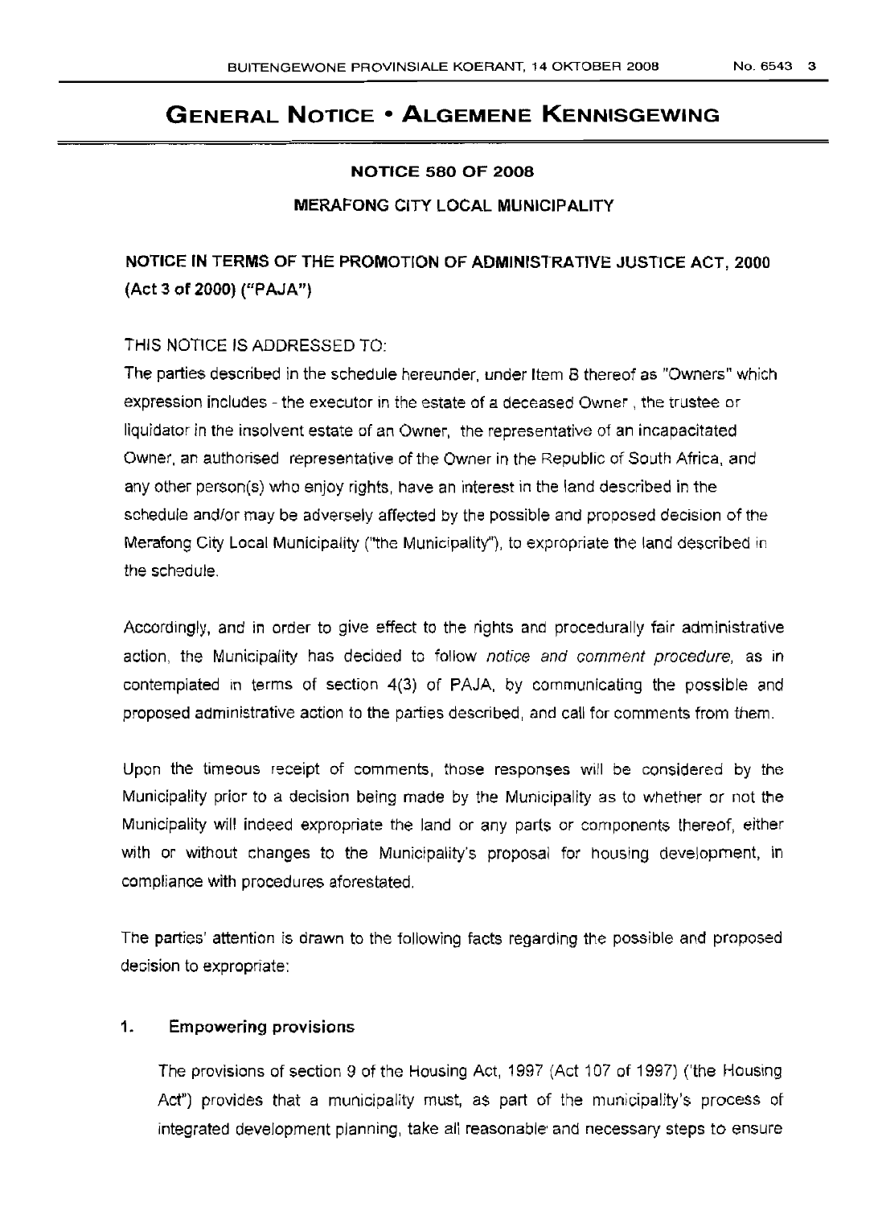# GENERAL NOTICE • ALGEMENE KENNISGEWING

**NOTICE 580 OF 2008**

**MERAFONG CITY LOCAL MUNICIPALITY**

**NOTICE IN TERMS OF THE PROMOTION OF ADMINISTRATIVE JUSTICE ACT, 2000 (Act 3 of 2000) ("PAJA")**

THIS NOTICE IS ADDRESSED TO:

The parties described in the schedule hereunder, under Item 8 thereof as "Owners" which expression includes - the executor in the estate of a deceased Owner , the trustee or liquidator in the insolvent estate of an Owner, the representative of an incapacitated Owner, an authorised representative of the Owner in the Republic of South Africa, and any other person(s) who enjoy rights, have an interest in the land described in the schedule and/or may be adversely affected by the possible and proposed decision of the Merafong City Local Municipality ("the Municipality"), to expropriate the land described in the schedule.

Accordingly, and in order to give effect to the rights and procedurally fair administrative action, the Municipality has decided to follow *notice and comment procedure*, as in contemplated in terms of section 4(3) of PAJA, by communicating the possible and proposed administrative action to the parties described, and call for comments from them.

Upon the timeous receipt of comments, those responses will be considered by the Municipality prior to a decision being made by the Municipality as to whether or not the Municipality will indeed expropriate the land or any parts or components thereof, either with or without changes to the Municipality's proposal for housing development, in compliance with procedures aforestated.

The parties' attention is drawn to the following facts regarding the possible and proposed decision to expropriate:

**1. Empowering provisions**

The provisions of section 9 of the Housing Act, 1997 (Act 107 of 1997) ('the Housing Act") provides that a municipality must, as part of the municipality's process of integrated development planning, take all reasonable and necessary steps to ensure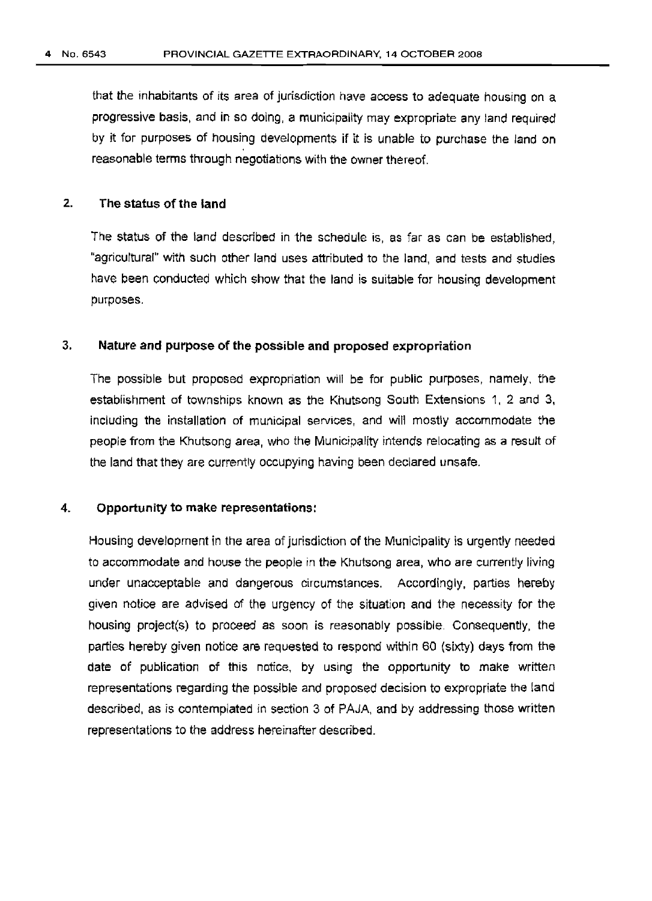that the inhabitants of its area of jurisdiction have access to adequate housing on a progressive basis, and in so doing, a municipality may expropriate any land required by it for purposes of housing developments if it is unable to purchase the land on reasonable terms through negotiations with the owner thereof.

## 2. The status of the land

The status of the land described in the schedule is, as far as can be established, "agricultural" with such other land uses attributed to the land, and tests and studies have been conducted which show that the land is suitable for housing development purposes.

## 3. Nature and purpose of the possible and proposed expropriation

The possible but proposed expropriation will be for public purposes, namely, the establishment of townships known as the Khutsong South Extensions 1, 2 and 3, including the installation of municipal services, and will mostly accommodate the people from the Khutsong area, who the Municipality intends relocating as a result of the land that they are currently occupying having been declared unsafe.

## 4. Opportunity to make representations:

Housing development in the area of jurisdiction of the Municipality is urgently needed to accommodate and house the people in the Khutsong area, who are currently living under unacceptable and dangerous circumstances. Accordingly, parties hereby given notice are advised of the urgency of the situation and the necessity for the housing project(s) to proceed as soon is reasonably possible. Consequently, the parties hereby given notice are requested to respond within 60 (sixty) days from the date of publication of this notice, by using the opportunity to make written representations regarding the possible and proposed decision to expropriate the land described, as is contemplated in section 3 of PAJA, and by addressing those written representations to the address hereinafter described.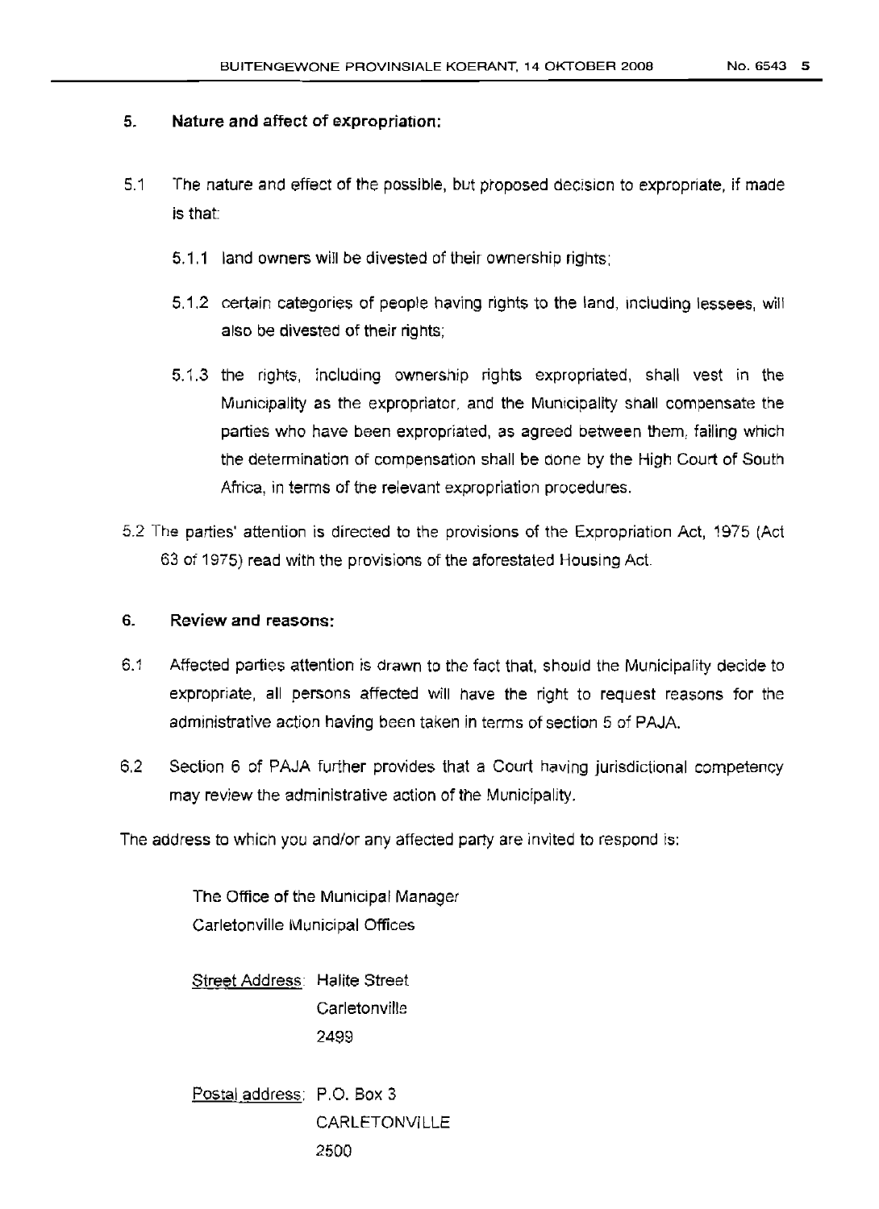## 5. Nature and affect of expropriation:

5.1 The nature and effect of the possible, but proposed decision to expropriate, if made is that:

- 5.1.1 land owners will be divested of their ownership rights;
- 5.1.2 certain categories of people having rights to the land, including lessees, will also be divested of their rights;
- 5.1.3 the rights, including ownership rights expropriated, shall vest in the Municipality as the expropriator, and the Municipality shall compensate the parties who have been expropriated, as agreed between them, failing which the determination of compensation shall be done by the High Court of South Africa, in terms of the relevant expropriation procedures.

5.2 The parties' attention is directed to the provisions of the Expropriation Act, 1975 (Act 63 of 1975) read with the provisions of the aforestated Housing Act.

## 6. Review and reasons:

6.1 Affected parties attention is drawn to the fact that, should the Municipality decide to expropriate, all persons affected will have the right to request reasons for the administrative action having been taken in terms of section 5 of PAJA.

6.2 Section 6 of PAJA further provides that a Court having jurisdictional competency may review the administrative action of the Municipality.

The address to which you and/or any affected party are invited to respond is:

The Office of the Municipal Manager
Carletonville Municipal Offices

Street Address: Halite Street
Carletonville
2499

Postal address: P.O. Box 3
CARLETONVILLE
2500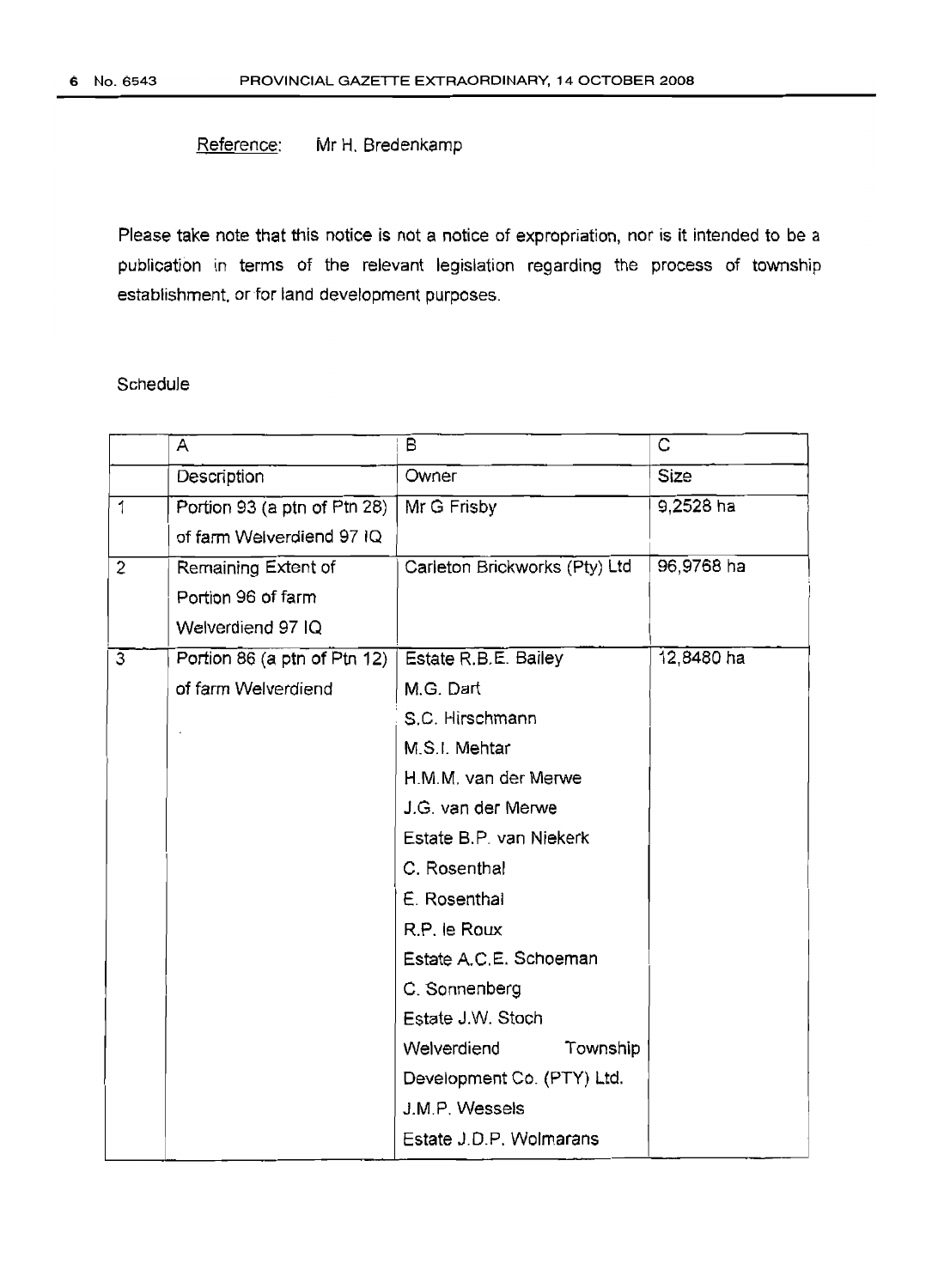Reference: Mr H. Bredenkamp

Please take note that this notice is not a notice of expropriation, nor is it intended to be a publication in terms of the relevant legislation regarding the process of township establishment, or for land development purposes.

Schedule

| | A | B | C |
|---|---|---|---|
| | Description | Owner | Size |
| 1 | Portion 93 (a ptn of Ptn 28) of farm Welverdiend 97 IQ | Mr G Frisby | 9,2528 ha |
| 2 | Remaining Extent of Portion 96 of farm Welverdiend 97 IQ | Carleton Brickworks (Pty) Ltd | 96,9768 ha |
| 3 | Portion 86 (a ptn of Ptn 12) of farm Welverdiend | Estate R.B.E. Bailey<br>M.G. Dart<br>S.C. Hirschmann<br>M.S.I. Mehtar<br>H.M.M. van der Merwe<br>J.G. van der Merwe<br>Estate B.P. van Niekerk<br>C. Rosenthal<br>E. Rosenthal<br>R.P. le Roux<br>Estate A.C.E. Schoeman<br>C. Sonnenberg<br>Estate J.W. Stoch<br>Welverdiend Township Development Co. (PTY) Ltd.<br>J.M.P. Wessels<br>Estate J.D.P. Wolmarans | 12,8480 ha |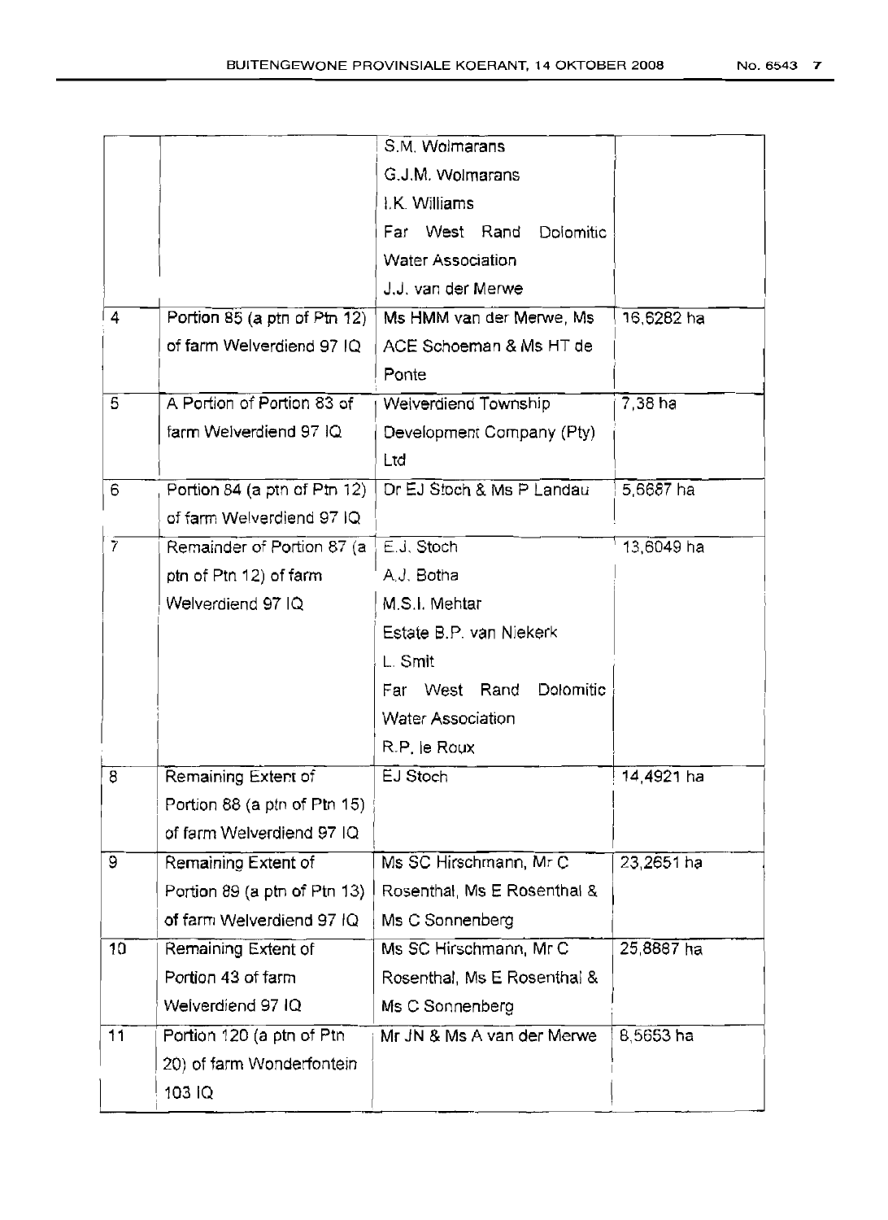| | | | |
|---|---|---|---|
| | | S.M. Wolmarans<br>G.J.M. Wolmarans<br>I.K. Williams<br>Far West Rand Dolomitic Water Association<br>J.J. van der Merwe | |
| 4 | Portion 85 (a ptn of Ptn 12) of farm Welverdiend 97 IQ | Ms HMM van der Merwe, Ms ACE Schoeman & Ms HT de Ponte | 16,6282 ha |
| 5 | A Portion of Portion 83 of farm Welverdiend 97 IQ | Welverdiend Township Development Company (Pty) Ltd | 7,38 ha |
| 6 | Portion 84 (a ptn of Ptn 12) of farm Welverdiend 97 IQ | Dr EJ Stoch & Ms P Landau | 5,6687 ha |
| 7 | Remainder of Portion 87 (a ptn of Ptn 12) of farm Welverdiend 97 IQ | E.J. Stoch<br>A.J. Botha<br>M.S.I. Mehtar<br>Estate B.P. van Niekerk<br>L. Smit<br>Far West Rand Dolomitic Water Association<br>R.P. le Roux | 13,6049 ha |
| 8 | Remaining Extent of Portion 88 (a ptn of Ptn 15) of farm Welverdiend 97 IQ | EJ Stoch | 14,4921 ha |
| 9 | Remaining Extent of Portion 89 (a ptn of Ptn 13) of farm Welverdiend 97 IQ | Ms SC Hirschmann, Mr C Rosenthal, Ms E Rosenthal & Ms C Sonnenberg | 23,2651 ha |
| 10 | Remaining Extent of Portion 43 of farm Welverdiend 97 IQ | Ms SC Hirschmann, Mr C Rosenthal, Ms E Rosenthal & Ms C Sonnenberg | 25,8887 ha |
| 11 | Portion 120 (a ptn of Ptn 20) of farm Wonderfontein 103 IQ | Mr JN & Ms A van der Merwe | 8,5653 ha |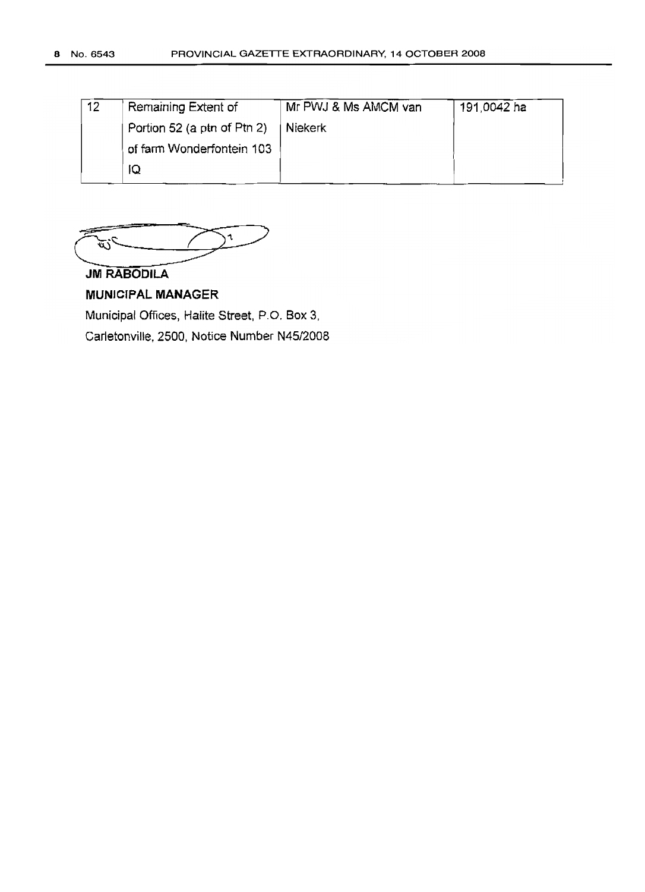| 12 | Remaining Extent of Portion 52 (a ptn of Ptn 2) of farm Wonderfontein 103 IQ | Mr PWJ & Ms AMCM van Niekerk | 191,0042 ha |
|---|---|---|---|

**JM RABODILA**

**MUNICIPAL MANAGER**

Municipal Offices, Halite Street, P.O. Box 3,
Carletonville, 2500, Notice Number N45/2008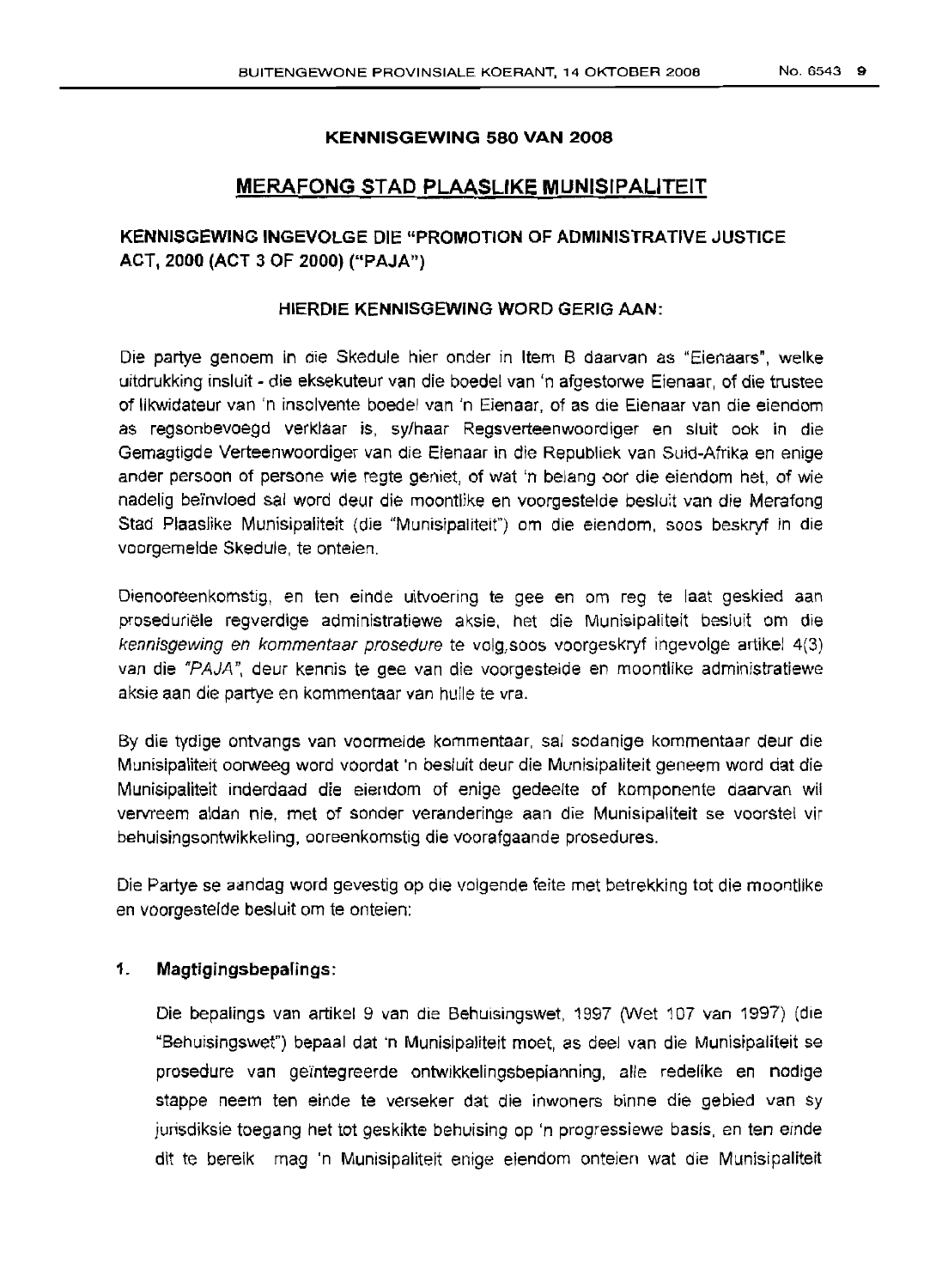**KENNISGEWING 580 VAN 2008**

## MERAFONG STAD PLAASLIKE MUNISIPALITEIT

### KENNISGEWING INGEVOLGE DIE "PROMOTION OF ADMINISTRATIVE JUSTICE ACT, 2000 (ACT 3 OF 2000) ("PAJA")

**HIERDIE KENNISGEWING WORD GERIG AAN:**

Die partye genoem in die Skedule hier onder in Item B daarvan as "Eienaars", welke uitdrukking insluit - die eksekuteur van die boedel van 'n afgestorwe Eienaar, of die trustee of likwidateur van 'n insolvente boedel van 'n Eienaar, of as die Eienaar van die eiendom as regsonbevoegd verklaar is, sy/haar Regsverteenwoordiger en sluit ook in die Gemagtigde Verteenwoordiger van die Eienaar in die Republiek van Suid-Afrika en enige ander persoon of persone wie regte geniet, of wat 'n belang oor die eiendom het, of wie nadelig beïnvloed sal word deur die moontlike en voorgestelde besluit van die Merafong Stad Plaaslike Munisipaliteit (die "Munisipaliteit") om die eiendom, soos beskryf in die voorgemelde Skedule, te onteien.

Dienooreenkomstig, en ten einde uitvoering te gee en om reg te laat geskied aan proseduriële regverdige administratiewe aksie, het die Munisipaliteit besluit om die *kennisgewing en kommentaar prosedure* te volg,soos voorgeskryf ingevolge artikel 4(3) van die *"PAJA"*, deur kennis te gee van die voorgestelde en moontlike administratiewe aksie aan die partye en kommentaar van hulle te vra.

By die tydige ontvangs van voormelde kommentaar, sal sodanige kommentaar deur die Munisipaliteit oorweeg word voordat 'n besluit deur die Munisipaliteit geneem word dat die Munisipaliteit inderdaad die eiendom of enige gedeelte of komponente daarvan wil vervreem aldan nie, met of sonder veranderinge aan die Munisipaliteit se voorstel vir behuisingsontwikkeling, ooreenkomstig die voorafgaande prosedures.

Die Partye se aandag word gevestig op die volgende feite met betrekking tot die moontlike en voorgestelde besluit om te onteien:

**1. Magtigingsbepalings:**

Die bepalings van artikel 9 van die Behuisingswet, 1997 (Wet 107 van 1997) (die "Behuisingswet") bepaal dat 'n Munisipaliteit moet, as deel van die Munisipaliteit se prosedure van geïntegreerde ontwikkelingsbeplanning, alle redelike en nodige stappe neem ten einde te verseker dat die inwoners binne die gebied van sy jurisdiksie toegang het tot geskikte behuising op 'n progressiewe basis, en ten einde dit te bereik mag 'n Munisipaliteit enige eiendom onteien wat die Munisipaliteit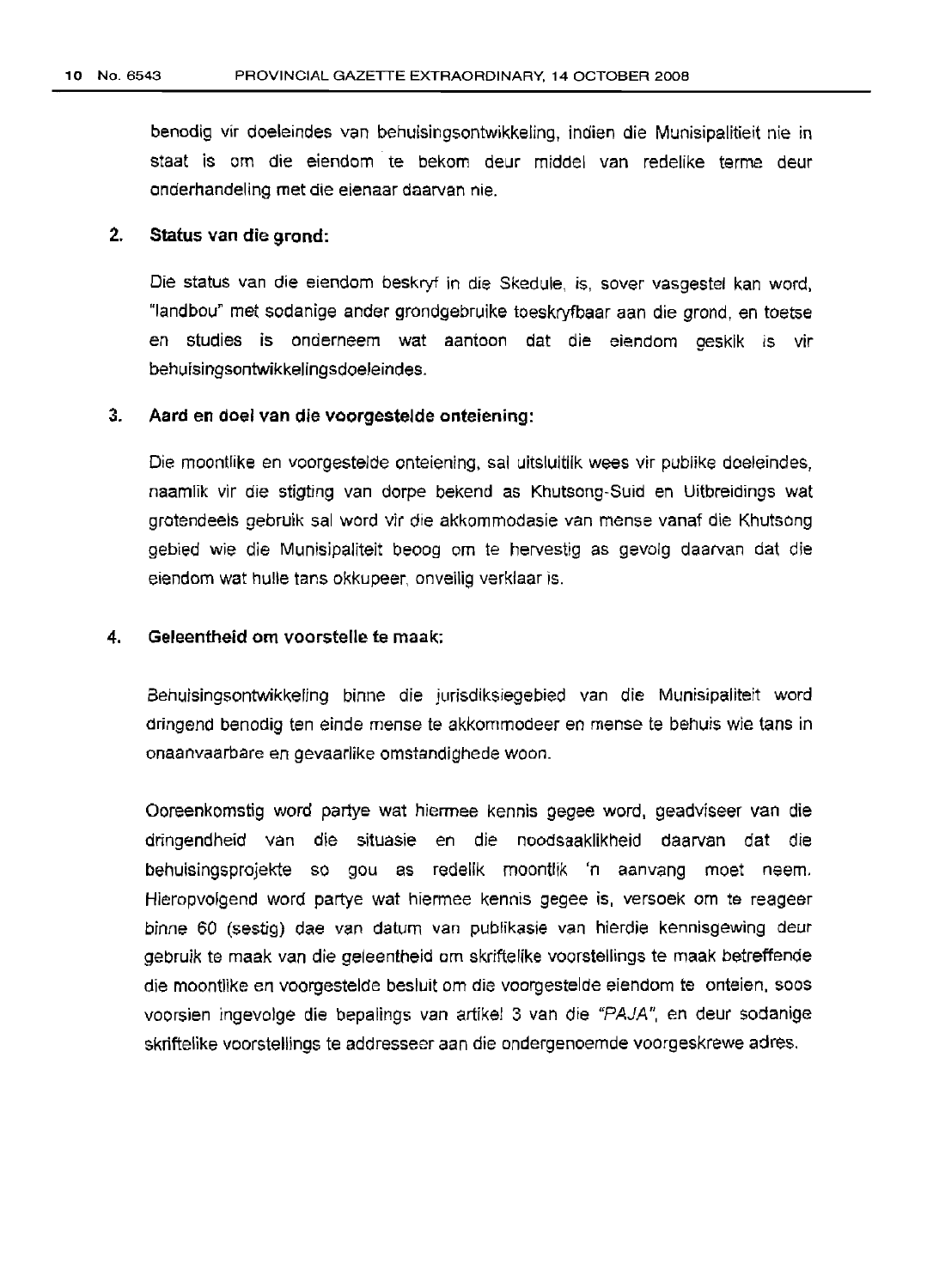benodig vir doeleindes van behuisingsontwikkeling, indien die Munisipaliteit nie in staat is om die eiendom te bekom deur middel van redelike terme deur onderhandeling met die eienaar daarvan nie.

**2. Status van die grond:**

Die status van die eiendom beskryf in die Skedule, is, sover vasgestel kan word, "landbou" met sodanige ander grondgebruike toeskryfbaar aan die grond, en toetse en studies is onderneem wat aantoon dat die eiendom geskik is vir behuisingsontwikkelingsdoeleindes.

**3. Aard en doel van die voorgestelde onteiening:**

Die moontlike en voorgestelde onteiening, sal uitsluitlik wees vir publike doeleindes, naamlik vir die stigting van dorpe bekend as Khutsong-Suid en Uitbreidings wat grotendeels gebruik sal word vir die akkommodasie van mense vanaf die Khutsong gebied wie die Munisipaliteit beoog om te hervestig as gevolg daarvan dat die eiendom wat hulle tans okkupeer, onveilig verklaar is.

**4. Geleentheid om voorstelle te maak:**

Behuisingsontwikkeling binne die jurisdiksiegebied van die Munisipaliteit word dringend benodig ten einde mense te akkommodeer en mense te behuis wie tans in onaanvaarbare en gevaarlike omstandighede woon.

Ooreenkomstig word partye wat hiermee kennis gegee word, geadviseer van die dringendheid van die situasie en die noodsaaklikheid daarvan dat die behuisingsprojekte so gou as redelik moontlik 'n aanvang moet neem. Hieropvolgend word partye wat hiermee kennis gegee is, versoek om te reageer binne 60 (sestig) dae van datum van publikasie van hierdie kennisgewing deur gebruik te maak van die geleentheid om skriftelike voorstellings te maak betreffende die moontlike en voorgestelde besluit om die voorgestelde eiendom te onteien, soos voorsien ingevolge die bepalings van artikel 3 van die *"PAJA"*, en deur sodanige skriftelike voorstellings te addresseer aan die ondergenoemde voorgeskrewe adres.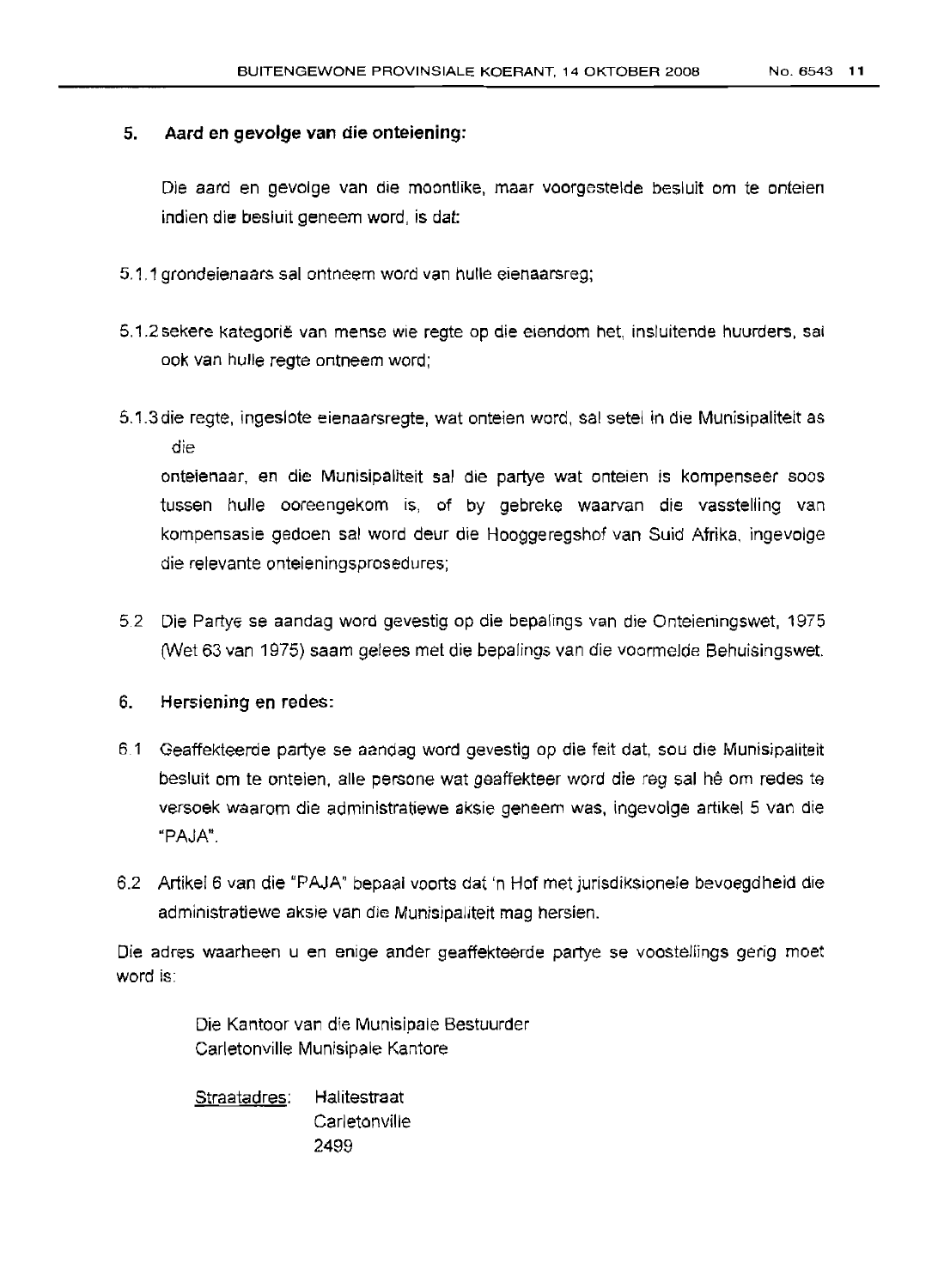## 5. Aard en gevolge van die onteiening:

Die aard en gevolge van die moontlike, maar voorgestelde besluit om te onteien indien die besluit geneem word, is dat:

5.1.1 grondeienaars sal ontneem word van hulle eienaarsreg;

5.1.2 sekere kategorië van mense wie regte op die eiendom het, insluitende huurders, sal ook van hulle regte ontneem word;

5.1.3 die regte, ingeslote eienaarsregte, wat onteien word, sal setel in die Munisipaliteit as die onteienaar, en die Munisipaliteit sal die partye wat onteien is kompenseer soos tussen hulle ooreengekom is, of by gebreke waarvan die vasstelling van kompensasie gedoen sal word deur die Hooggeregshof van Suid Afrika, ingevolge die relevante onteieningsprosedures;

5.2 Die Partye se aandag word gevestig op die bepalings van die Onteieningswet, 1975 (Wet 63 van 1975) saam gelees met die bepalings van die voormelde Behuisingswet.

## 6. Hersiening en redes:

6.1 Geaffekteerde partye se aandag word gevestig op die feit dat, sou die Munisipaliteit besluit om te onteien, alle persone wat geaffekteer word die reg sal hê om redes te versoek waarom die administratiewe aksie geneem was, ingevolge artikel 5 van die "PAJA".

6.2 Artikel 6 van die "PAJA" bepaal voorts dat 'n Hof met jurisdiksionele bevoegdheid die administratiewe aksie van die Munisipaliteit mag hersien.

Die adres waarheen u en enige ander geaffekteerde partye se voostellings gerig moet word is:

Die Kantoor van die Munisipale Bestuurder
Carletonville Munisipale Kantore

Straatadres: Halitestraat
Carletonville
2499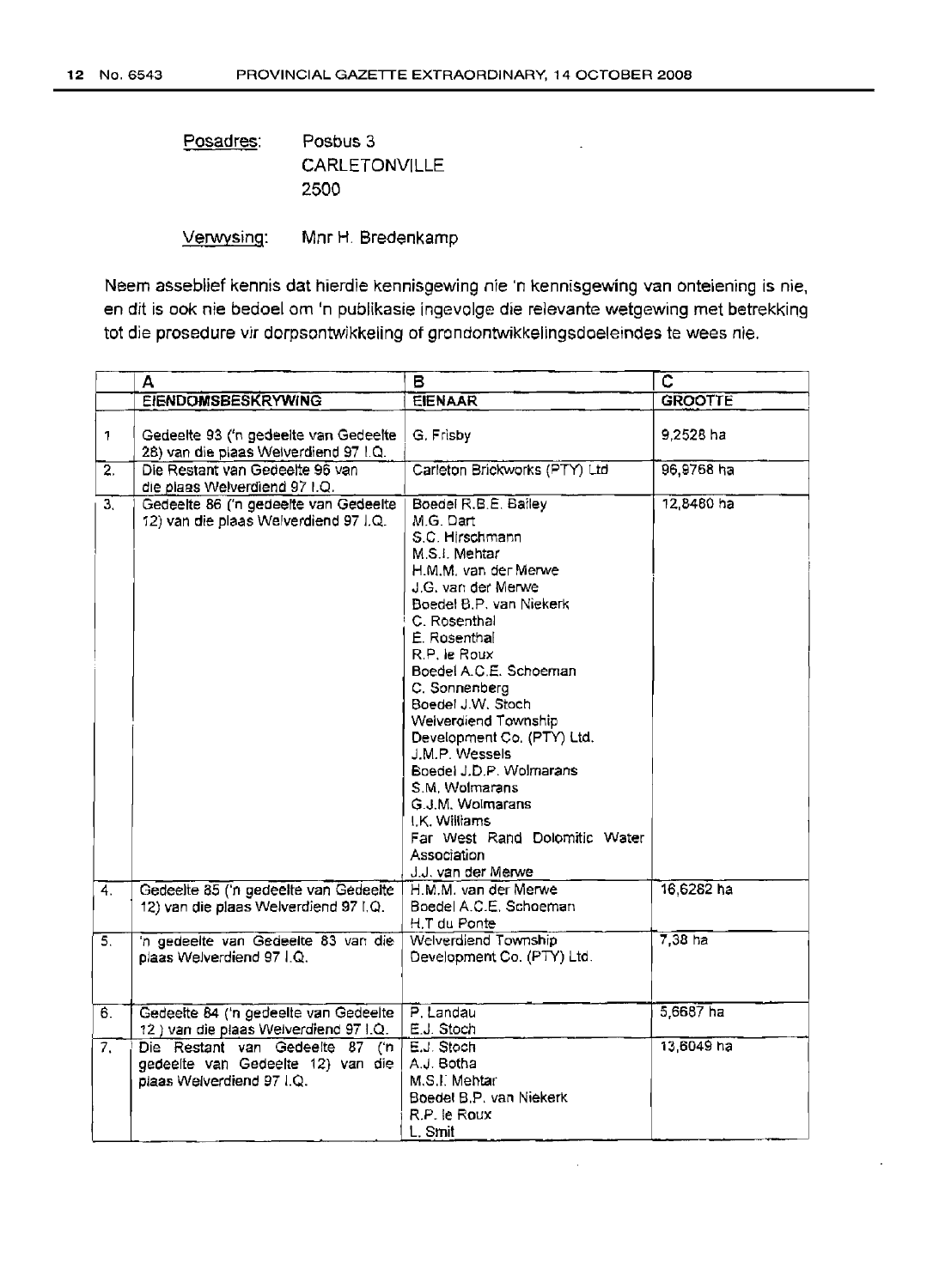Posadres: Posbus 3
CARLETONVILLE
2500

Verwysing: Mnr H. Bredenkamp

Neem asseblief kennis dat hierdie kennisgewing nie 'n kennisgewing van onteiening is nie, en dit is ook nie bedoel om 'n publikasie ingevolge die relevante wetgewing met betrekking tot die prosedure vir dorpsontwikkeling of grondontwikkelingsdoeleindes te wees nie.

| | A | B | C |
|---|---|---|---|
| | **EIENDOMSBESKRYWING** | **EIENAAR** | **GROOTTE** |
| 1 | Gedeelte 93 ('n gedeelte van Gedeelte 28) van die plaas Welverdiend 97 I.Q. | G. Frisby | 9,2528 ha |
| 2. | Die Restant van Gedeelte 96 van die plaas Welverdiend 97 I.Q. | Carleton Brickworks (PTY) Ltd | 96,9768 ha |
| 3. | Gedeelte 86 ('n gedeelte van Gedeelte 12) van die plaas Welverdiend 97 I.Q. | Boedel R.B.E. Bailey<br>M.G. Dart<br>S.C. Hirschmann<br>M.S.I. Mehtar<br>H.M.M. van der Merwe<br>J.G. van der Merwe<br>Boedel B.P. van Niekerk<br>C. Rosenthal<br>E. Rosenthal<br>R.P. le Roux<br>Boedel A.C.E. Schoeman<br>C. Sonnenberg<br>Boedel J.W. Stoch<br>Welverdiend Township Development Co. (PTY) Ltd.<br>J.M.P. Wessels<br>Boedel J.D.P. Wolmarans<br>S.M. Wolmarans<br>G.J.M. Wolmarans<br>I.K. Williams<br>Far West Rand Dolomitic Water Association<br>J.J. van der Merwe | 12,8480 ha |
| 4. | Gedeelte 85 ('n gedeelte van Gedeelte 12) van die plaas Welverdiend 97 I.Q. | H.M.M. van der Merwe<br>Boedel A.C.E. Schoeman<br>H.T du Ponte | 16,6262 ha |
| 5. | 'n gedeelte van Gedeelte 83 van die plaas Welverdiend 97 I.Q. | Welverdiend Township Development Co. (PTY) Ltd. | 7,38 ha |
| 6. | Gedeelte 84 ('n gedeelte van Gedeelte 12 ) van die plaas Welverdiend 97 I.Q. | P. Landau<br>E.J. Stoch | 5,6687 ha |
| 7. | Die Restant van Gedeelte 87 ('n gedeelte van Gedeelte 12) van die plaas Welverdiend 97 I.Q. | E.J. Stoch<br>A.J. Botha<br>M.S.I. Mehtar<br>Boedel B.P. van Niekerk<br>R.P. le Roux<br>L. Smit | 13,6049 ha |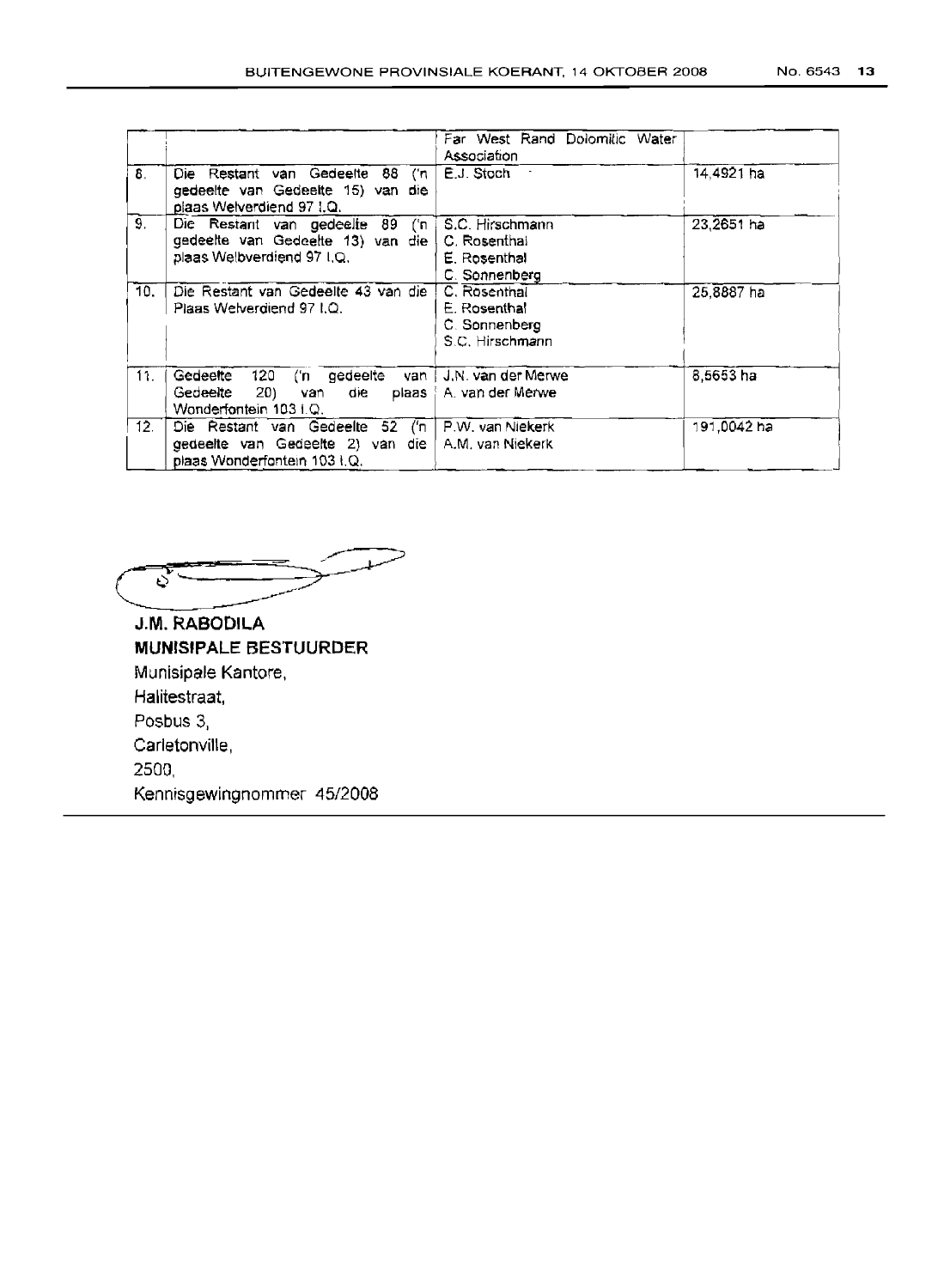| | | | |
|---|---|---|---|
| | | Far West Rand Dolomitic Water Association | |
| 8. | Die Restant van Gedeelte 88 ('n gedeelte van Gedeelte 15) van die plaas Welverdiend 97 I.Q. | E.J. Stoch | 14,4921 ha |
| 9. | Die Restant van gedeelte 89 ('n gedeelte van Gedeelte 13) van die plaas Welbverdiend 97 I.Q. | S.C. Hirschmann<br>C. Rosenthal<br>E. Rosenthal<br>C. Sonnenberg | 23,2651 ha |
| 10. | Die Restant van Gedeelte 43 van die Plaas Welverdiend 97 I.Q. | C. Rosenthal<br>E. Rosenthal<br>C. Sonnenberg<br>S.C. Hirschmann | 25,8887 ha |
| 11. | Gedeelte 120 ('n gedeelte van Gedeelte 20) van die plaas Wonderfontein 103 I.Q. | J.N. van der Merwe<br>A. van der Merwe | 8,5653 ha |
| 12. | Die Restant van Gedeelte 52 ('n gedeelte van Gedeelte 2) van die plaas Wonderfontein 103 I.Q. | P.W. van Niekerk<br>A.M. van Niekerk | 191,0042 ha |

**J.M. RABODILA**
**MUNISIPALE BESTUURDER**
Munisipale Kantore,
Halitestraat,
Posbus 3,
Carletonville,
2500,
Kennisgewingnommer 45/2008